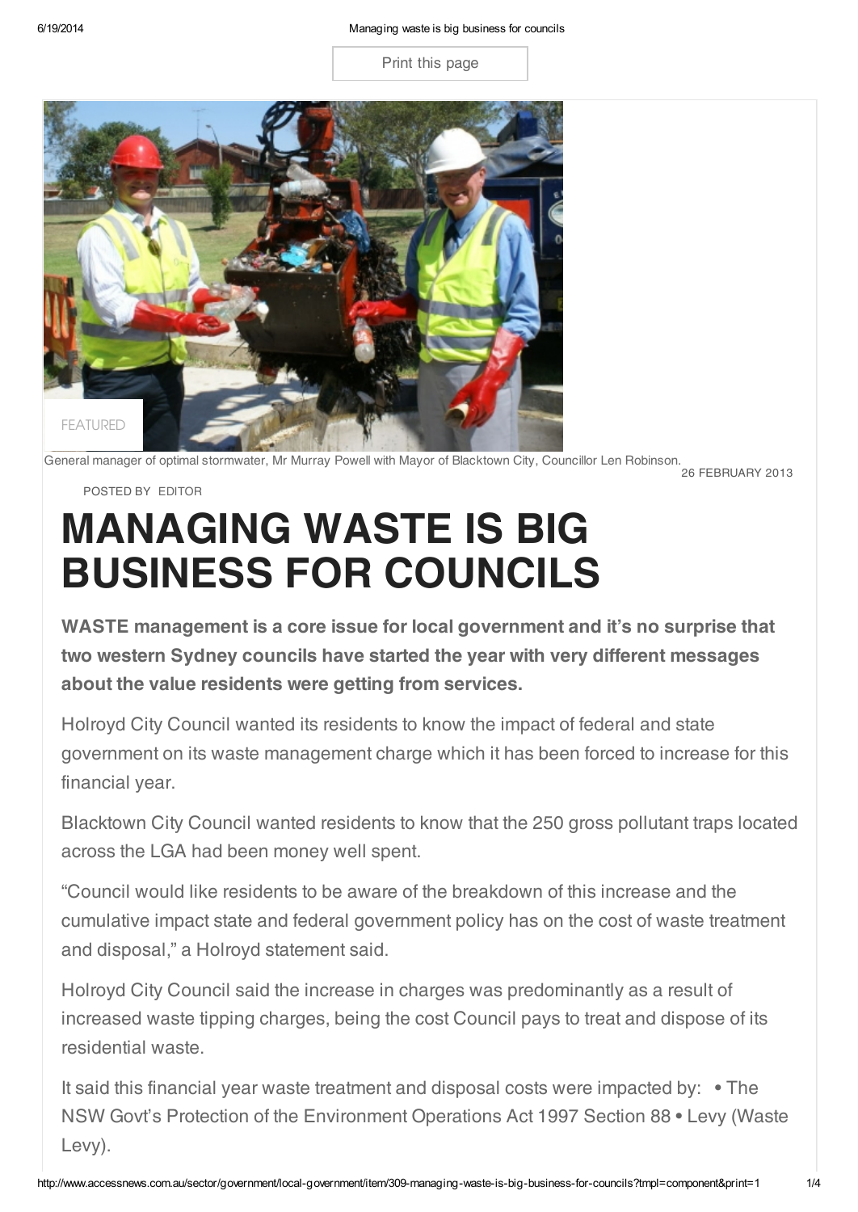FEATURED

General manager of optimal stormwater, Mr Murray Powell with Mayor of Blacktown City, Councillor Len Robinson.

26 FEBRUARY 2013

POSTED BY EDITOR

# MANAGING WASTE IS BIG BUSINESS FOR COUNCILS

**WASTE management is a core issue for local government and it's no surprise that two western Sydney councils have started the year with very different messages about the value residents were getting from services.**

Holroyd City Council wanted its residents to know the impact of federal and state government on its waste management charge which it has been forced to increase for this financial year.

Blacktown City Council wanted residents to know that the 250 gross pollutant traps located across the LGA had been money well spent.

"Council would like residents to be aware of the breakdown of this increase and the cumulative impact state and federal government policy has on the cost of waste treatment and disposal," a Holroyd statement said.

Holroyd City Council said the increase in charges was predominantly as a result of increased waste tipping charges, being the cost Council pays to treat and dispose of its residential waste.

It said this financial year waste treatment and disposal costs were impacted by: • The NSW Govt's Protection of the Environment Operations Act 1997 Section 88 • Levy (Waste Levy).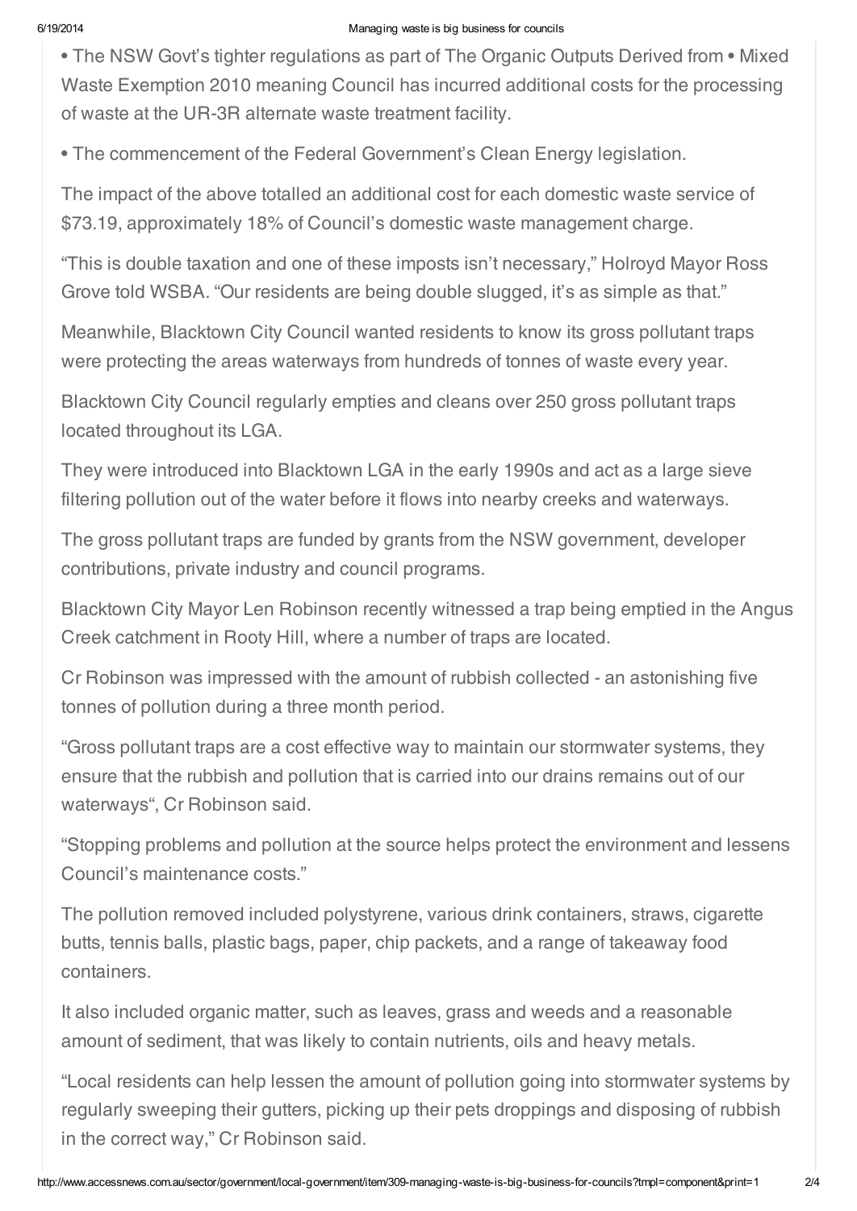• The NSW Govt's tighter regulations as part of The Organic Outputs Derived from • Mixed Waste Exemption 2010 meaning Council has incurred additional costs for the processing of waste at the UR-3R alternate waste treatment facility.

• The commencement of the Federal Government's Clean Energy legislation.

The impact of the above totalled an additional cost for each domestic waste service of $73.19, approximately 18% of Council's domestic waste management charge.

"This is double taxation and one of these imposts isn't necessary," Holroyd Mayor Ross Grove told WSBA. "Our residents are being double slugged, it's as simple as that."

Meanwhile, Blacktown City Council wanted residents to know its gross pollutant traps were protecting the areas waterways from hundreds of tonnes of waste every year.

Blacktown City Council regularly empties and cleans over 250 gross pollutant traps located throughout its LGA.

They were introduced into Blacktown LGA in the early 1990s and act as a large sieve filtering pollution out of the water before it flows into nearby creeks and waterways.

The gross pollutant traps are funded by grants from the NSW government, developer contributions, private industry and council programs.

Blacktown City Mayor Len Robinson recently witnessed a trap being emptied in the Angus Creek catchment in Rooty Hill, where a number of traps are located.

Cr Robinson was impressed with the amount of rubbish collected - an astonishing five tonnes of pollution during a three month period.

"Gross pollutant traps are a cost effective way to maintain our stormwater systems, they ensure that the rubbish and pollution that is carried into our drains remains out of our waterways", Cr Robinson said.

"Stopping problems and pollution at the source helps protect the environment and lessens Council's maintenance costs."

The pollution removed included polystyrene, various drink containers, straws, cigarette butts, tennis balls, plastic bags, paper, chip packets, and a range of takeaway food containers.

It also included organic matter, such as leaves, grass and weeds and a reasonable amount of sediment, that was likely to contain nutrients, oils and heavy metals.

"Local residents can help lessen the amount of pollution going into stormwater systems by regularly sweeping their gutters, picking up their pets droppings and disposing of rubbish in the correct way," Cr Robinson said.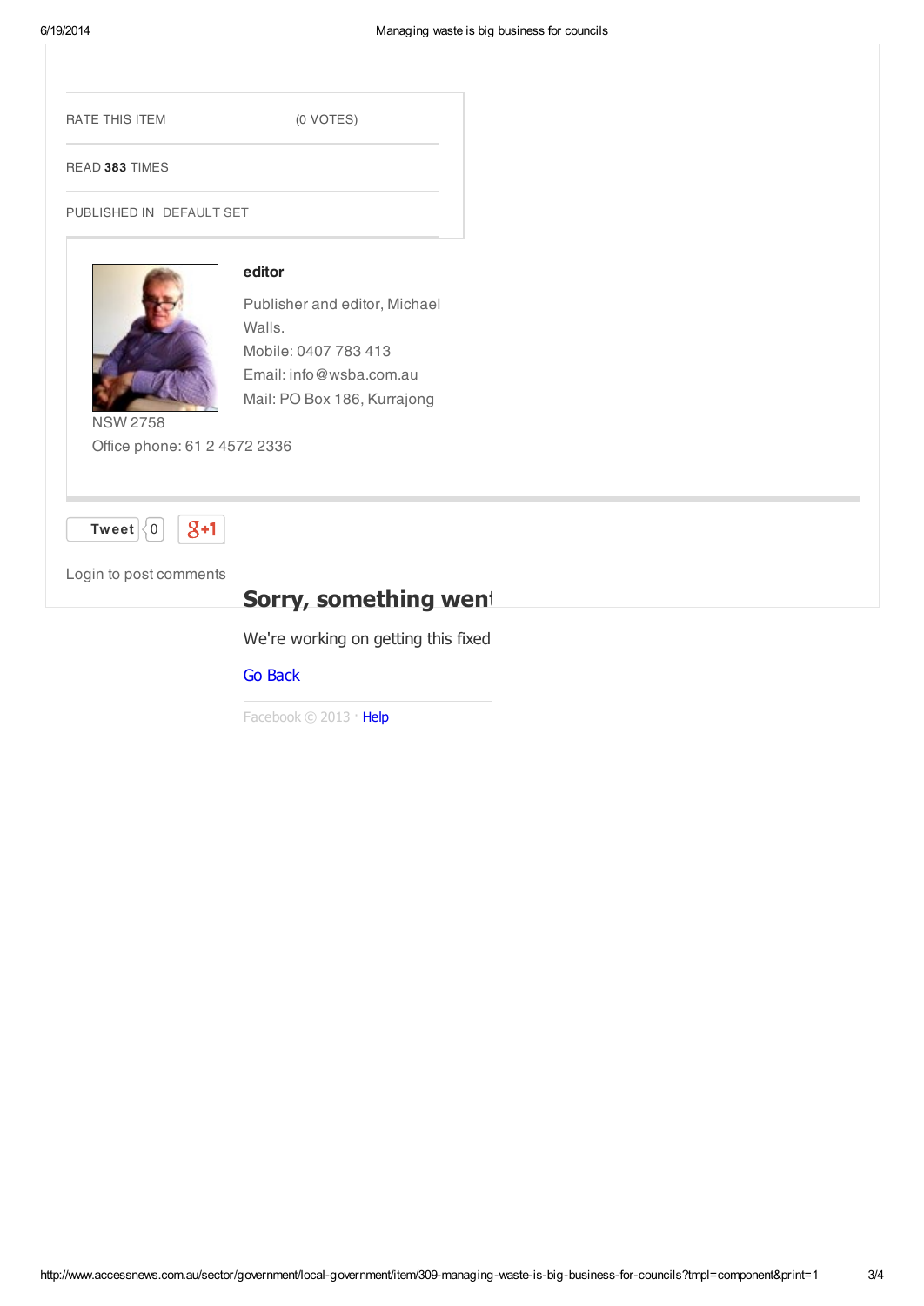RATE THIS ITEM (0 VOTES)

READ **383** TIMES

PUBLISHED IN DEFAULT SET

**editor**

Publisher and editor, Michael Walls.
Mobile: 0407 783 413
Email: info@wsba.com.au
Mail: PO Box 186, Kurrajong NSW 2758
Office phone: 61 2 4572 2336

Tweet 0 +1

Login to post comments

## Sorry, something went

We're working on getting this fixed

Go Back

Facebook © 2013 · Help